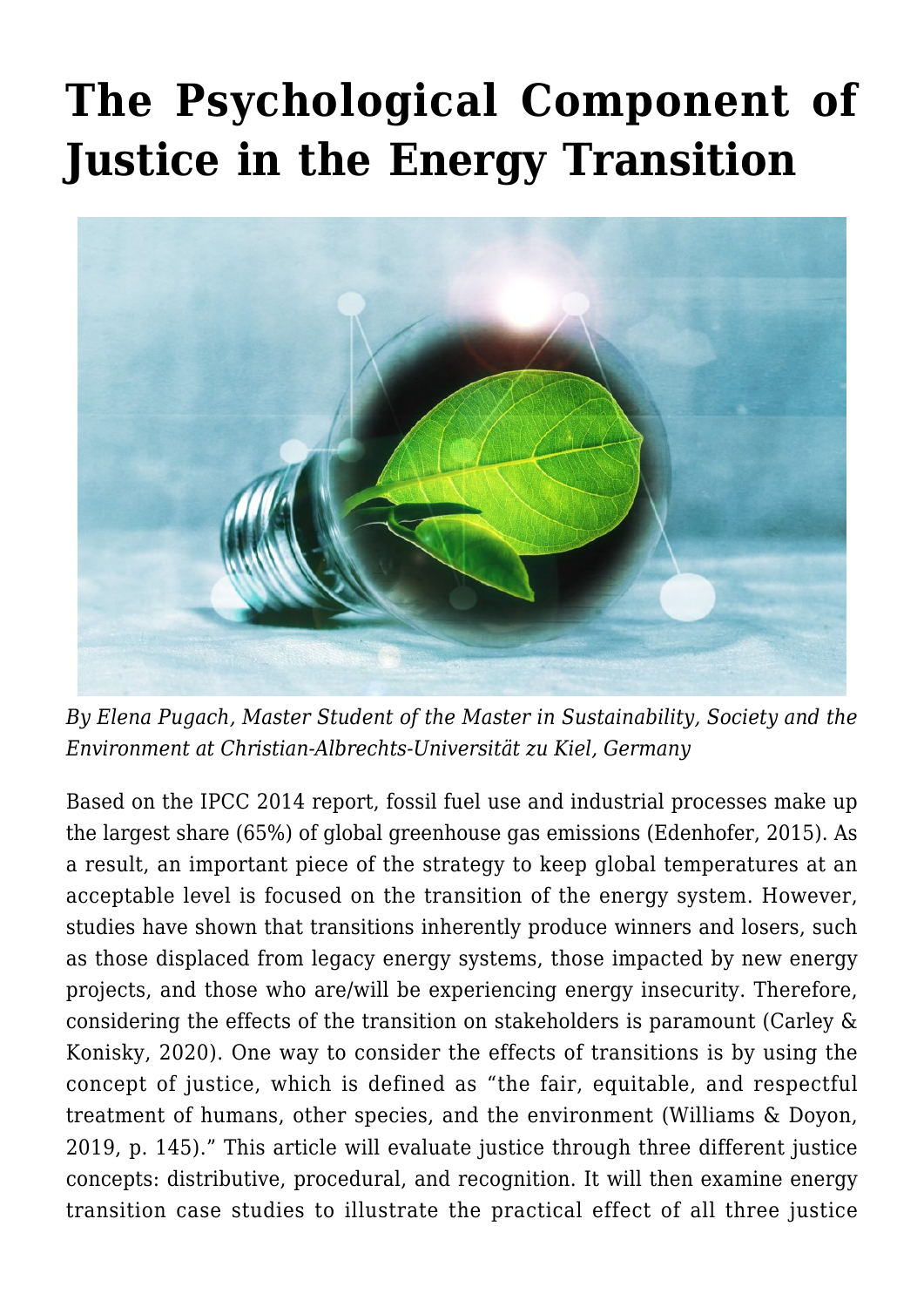# The Psychological Component of Justice in the Energy Transition

*By Elena Pugach, Master Student of the Master in Sustainability, Society and the Environment at Christian-Albrechts-Universität zu Kiel, Germany*

Based on the IPCC 2014 report, fossil fuel use and industrial processes make up the largest share (65%) of global greenhouse gas emissions (Edenhofer, 2015). As a result, an important piece of the strategy to keep global temperatures at an acceptable level is focused on the transition of the energy system. However, studies have shown that transitions inherently produce winners and losers, such as those displaced from legacy energy systems, those impacted by new energy projects, and those who are/will be experiencing energy insecurity. Therefore, considering the effects of the transition on stakeholders is paramount (Carley & Konisky, 2020). One way to consider the effects of transitions is by using the concept of justice, which is defined as "the fair, equitable, and respectful treatment of humans, other species, and the environment (Williams & Doyon, 2019, p. 145)." This article will evaluate justice through three different justice concepts: distributive, procedural, and recognition. It will then examine energy transition case studies to illustrate the practical effect of all three justice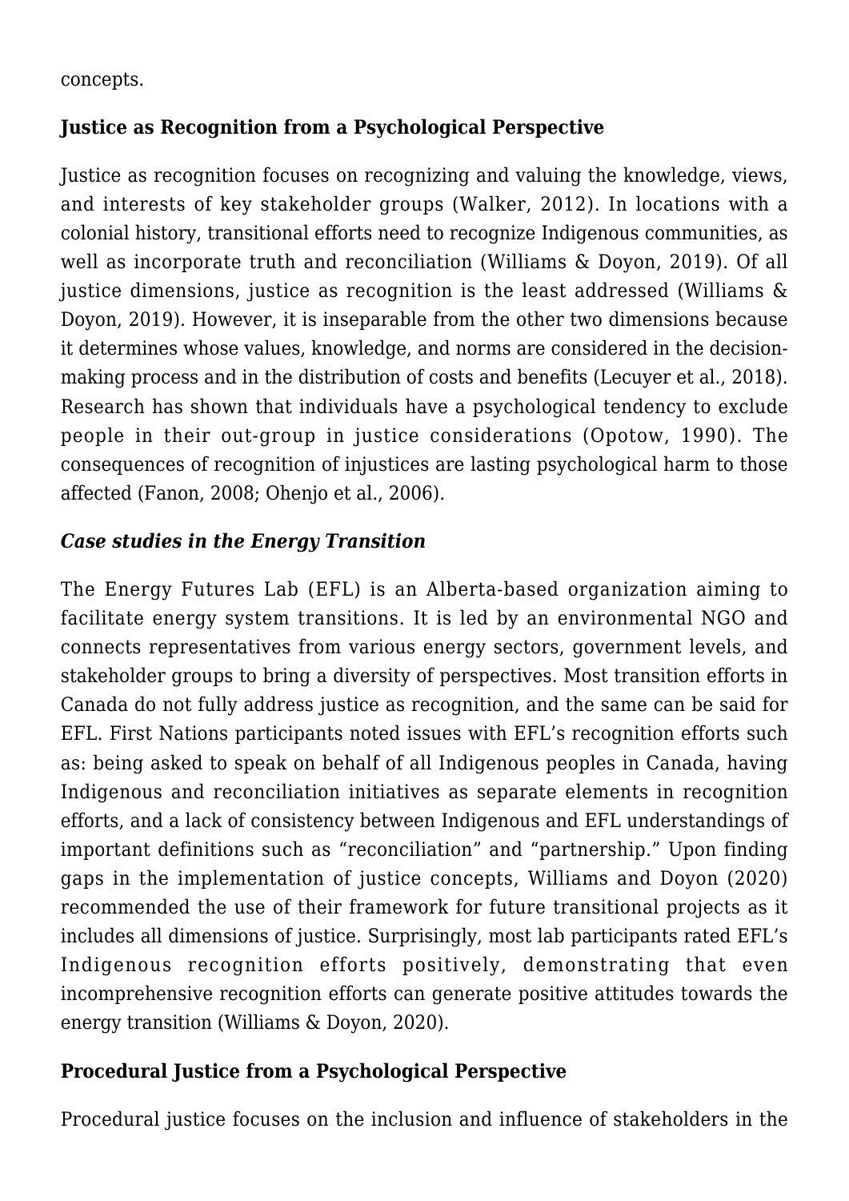concepts.

## Justice as Recognition from a Psychological Perspective

Justice as recognition focuses on recognizing and valuing the knowledge, views, and interests of key stakeholder groups (Walker, 2012). In locations with a colonial history, transitional efforts need to recognize Indigenous communities, as well as incorporate truth and reconciliation (Williams & Doyon, 2019). Of all justice dimensions, justice as recognition is the least addressed (Williams & Doyon, 2019). However, it is inseparable from the other two dimensions because it determines whose values, knowledge, and norms are considered in the decision-making process and in the distribution of costs and benefits (Lecuyer et al., 2018). Research has shown that individuals have a psychological tendency to exclude people in their out-group in justice considerations (Opotow, 1990). The consequences of recognition of injustices are lasting psychological harm to those affected (Fanon, 2008; Ohenjo et al., 2006).

### *Case studies in the Energy Transition*

The Energy Futures Lab (EFL) is an Alberta-based organization aiming to facilitate energy system transitions. It is led by an environmental NGO and connects representatives from various energy sectors, government levels, and stakeholder groups to bring a diversity of perspectives. Most transition efforts in Canada do not fully address justice as recognition, and the same can be said for EFL. First Nations participants noted issues with EFL's recognition efforts such as: being asked to speak on behalf of all Indigenous peoples in Canada, having Indigenous and reconciliation initiatives as separate elements in recognition efforts, and a lack of consistency between Indigenous and EFL understandings of important definitions such as "reconciliation" and "partnership." Upon finding gaps in the implementation of justice concepts, Williams and Doyon (2020) recommended the use of their framework for future transitional projects as it includes all dimensions of justice. Surprisingly, most lab participants rated EFL's Indigenous recognition efforts positively, demonstrating that even incomprehensive recognition efforts can generate positive attitudes towards the energy transition (Williams & Doyon, 2020).

## Procedural Justice from a Psychological Perspective

Procedural justice focuses on the inclusion and influence of stakeholders in the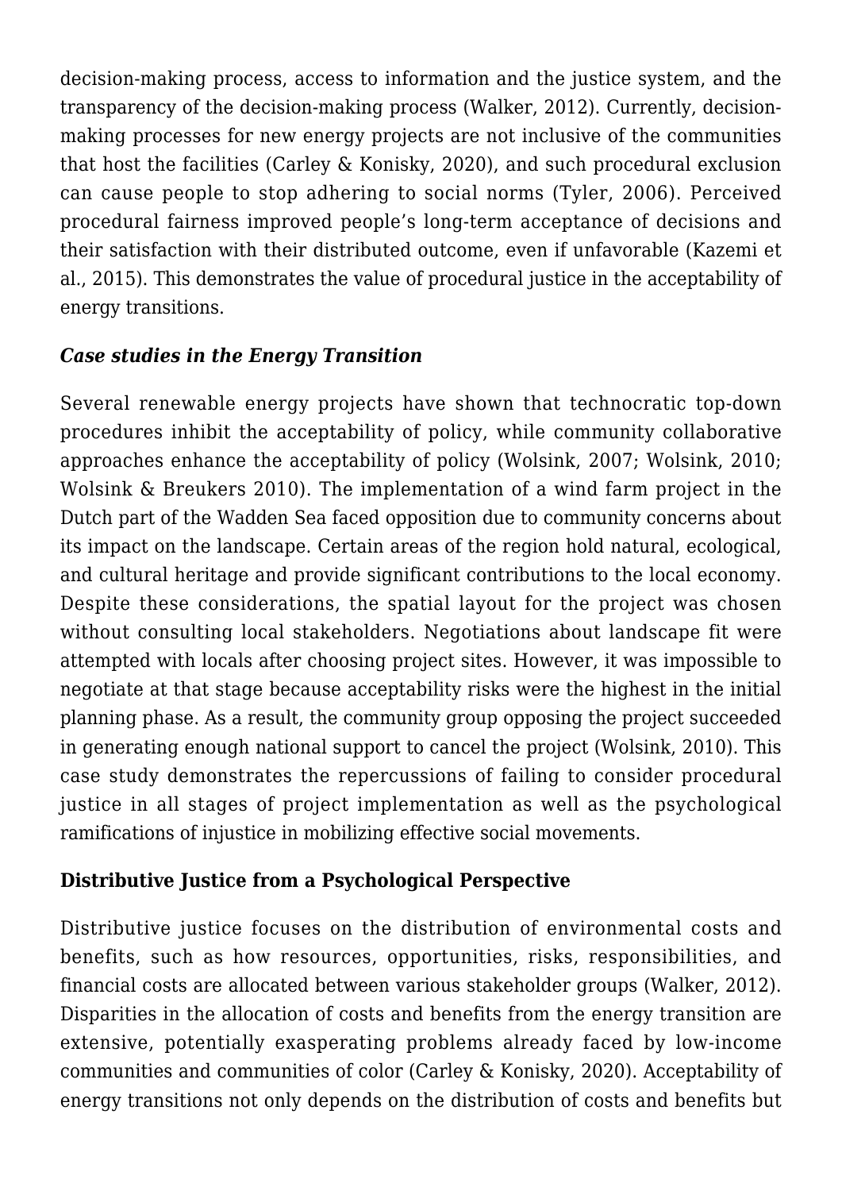decision-making process, access to information and the justice system, and the transparency of the decision-making process (Walker, 2012). Currently, decision-making processes for new energy projects are not inclusive of the communities that host the facilities (Carley & Konisky, 2020), and such procedural exclusion can cause people to stop adhering to social norms (Tyler, 2006). Perceived procedural fairness improved people's long-term acceptance of decisions and their satisfaction with their distributed outcome, even if unfavorable (Kazemi et al., 2015). This demonstrates the value of procedural justice in the acceptability of energy transitions.

### *Case studies in the Energy Transition*

Several renewable energy projects have shown that technocratic top-down procedures inhibit the acceptability of policy, while community collaborative approaches enhance the acceptability of policy (Wolsink, 2007; Wolsink, 2010; Wolsink & Breukers 2010). The implementation of a wind farm project in the Dutch part of the Wadden Sea faced opposition due to community concerns about its impact on the landscape. Certain areas of the region hold natural, ecological, and cultural heritage and provide significant contributions to the local economy. Despite these considerations, the spatial layout for the project was chosen without consulting local stakeholders. Negotiations about landscape fit were attempted with locals after choosing project sites. However, it was impossible to negotiate at that stage because acceptability risks were the highest in the initial planning phase. As a result, the community group opposing the project succeeded in generating enough national support to cancel the project (Wolsink, 2010). This case study demonstrates the repercussions of failing to consider procedural justice in all stages of project implementation as well as the psychological ramifications of injustice in mobilizing effective social movements.

### **Distributive Justice from a Psychological Perspective**

Distributive justice focuses on the distribution of environmental costs and benefits, such as how resources, opportunities, risks, responsibilities, and financial costs are allocated between various stakeholder groups (Walker, 2012). Disparities in the allocation of costs and benefits from the energy transition are extensive, potentially exasperating problems already faced by low-income communities and communities of color (Carley & Konisky, 2020). Acceptability of energy transitions not only depends on the distribution of costs and benefits but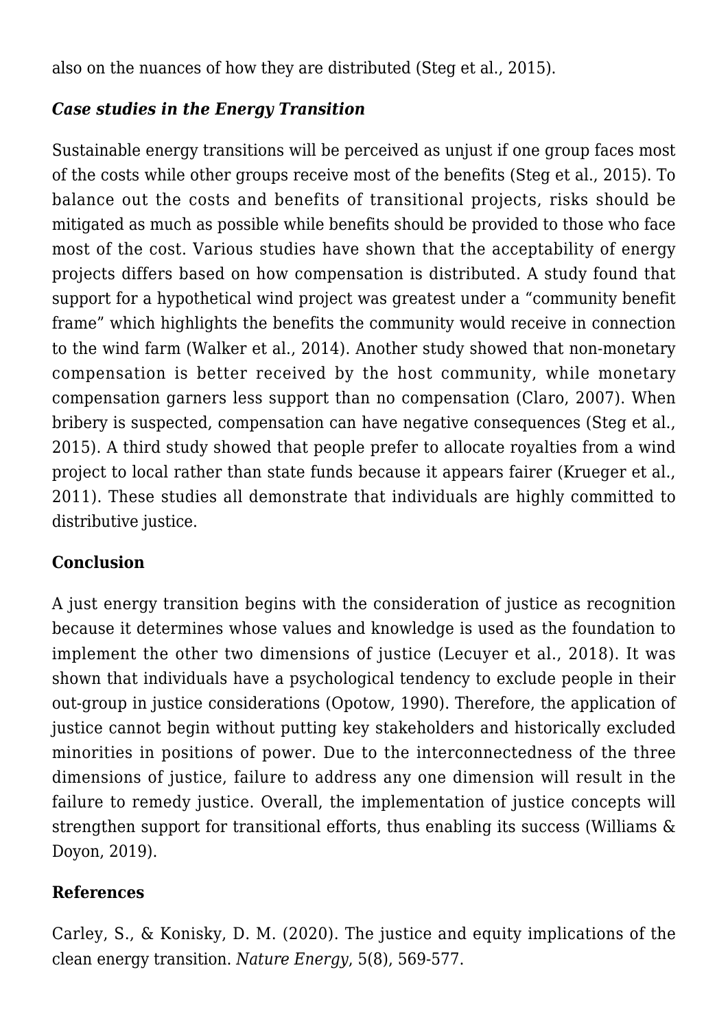also on the nuances of how they are distributed (Steg et al., 2015).

### *Case studies in the Energy Transition*

Sustainable energy transitions will be perceived as unjust if one group faces most of the costs while other groups receive most of the benefits (Steg et al., 2015). To balance out the costs and benefits of transitional projects, risks should be mitigated as much as possible while benefits should be provided to those who face most of the cost. Various studies have shown that the acceptability of energy projects differs based on how compensation is distributed. A study found that support for a hypothetical wind project was greatest under a "community benefit frame" which highlights the benefits the community would receive in connection to the wind farm (Walker et al., 2014). Another study showed that non-monetary compensation is better received by the host community, while monetary compensation garners less support than no compensation (Claro, 2007). When bribery is suspected, compensation can have negative consequences (Steg et al., 2015). A third study showed that people prefer to allocate royalties from a wind project to local rather than state funds because it appears fairer (Krueger et al., 2011). These studies all demonstrate that individuals are highly committed to distributive justice.

## Conclusion

A just energy transition begins with the consideration of justice as recognition because it determines whose values and knowledge is used as the foundation to implement the other two dimensions of justice (Lecuyer et al., 2018). It was shown that individuals have a psychological tendency to exclude people in their out-group in justice considerations (Opotow, 1990). Therefore, the application of justice cannot begin without putting key stakeholders and historically excluded minorities in positions of power. Due to the interconnectedness of the three dimensions of justice, failure to address any one dimension will result in the failure to remedy justice. Overall, the implementation of justice concepts will strengthen support for transitional efforts, thus enabling its success (Williams & Doyon, 2019).

## References

Carley, S., & Konisky, D. M. (2020). The justice and equity implications of the clean energy transition. *Nature Energy*, 5(8), 569-577.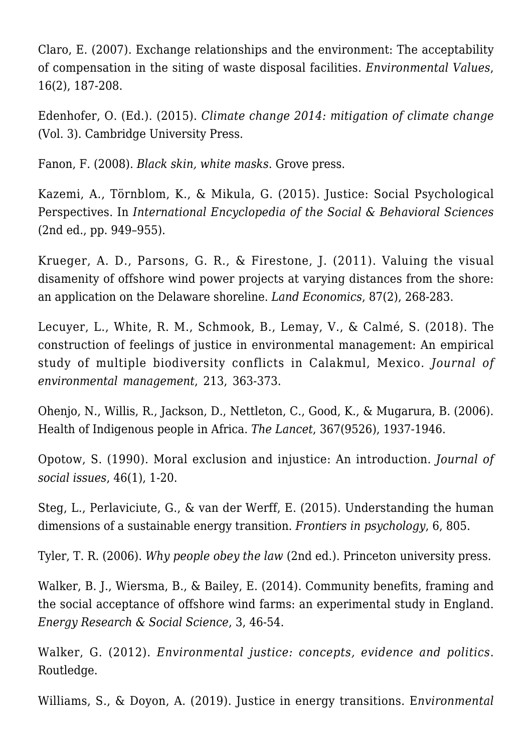Claro, E. (2007). Exchange relationships and the environment: The acceptability of compensation in the siting of waste disposal facilities. *Environmental Values*, 16(2), 187-208.

Edenhofer, O. (Ed.). (2015). *Climate change 2014: mitigation of climate change* (Vol. 3). Cambridge University Press.

Fanon, F. (2008). *Black skin, white masks*. Grove press.

Kazemi, A., Törnblom, K., & Mikula, G. (2015). Justice: Social Psychological Perspectives. In *International Encyclopedia of the Social & Behavioral Sciences* (2nd ed., pp. 949–955).

Krueger, A. D., Parsons, G. R., & Firestone, J. (2011). Valuing the visual disamenity of offshore wind power projects at varying distances from the shore: an application on the Delaware shoreline. *Land Economics*, 87(2), 268-283.

Lecuyer, L., White, R. M., Schmook, B., Lemay, V., & Calmé, S. (2018). The construction of feelings of justice in environmental management: An empirical study of multiple biodiversity conflicts in Calakmul, Mexico. *Journal of environmental management*, 213, 363-373.

Ohenjo, N., Willis, R., Jackson, D., Nettleton, C., Good, K., & Mugarura, B. (2006). Health of Indigenous people in Africa. *The Lancet*, 367(9526), 1937-1946.

Opotow, S. (1990). Moral exclusion and injustice: An introduction. *Journal of social issues*, 46(1), 1-20.

Steg, L., Perlaviciute, G., & van der Werff, E. (2015). Understanding the human dimensions of a sustainable energy transition. *Frontiers in psychology*, 6, 805.

Tyler, T. R. (2006). *Why people obey the law* (2nd ed.). Princeton university press.

Walker, B. J., Wiersma, B., & Bailey, E. (2014). Community benefits, framing and the social acceptance of offshore wind farms: an experimental study in England. *Energy Research & Social Science*, 3, 46-54.

Walker, G. (2012). *Environmental justice: concepts, evidence and politics*. Routledge.

Williams, S., & Doyon, A. (2019). Justice in energy transitions. E*nvironmental*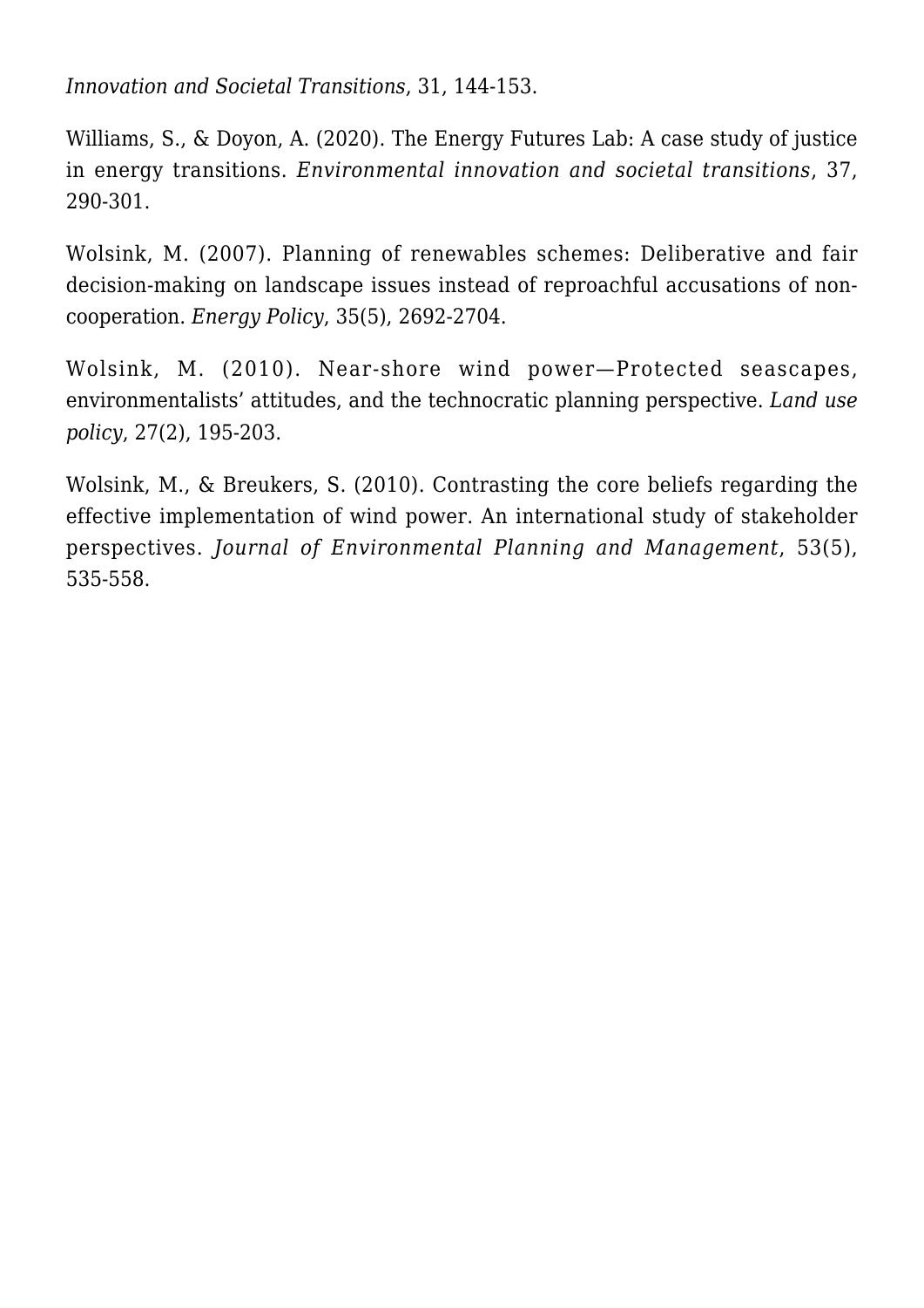*Innovation and Societal Transitions*, 31, 144-153.

Williams, S., & Doyon, A. (2020). The Energy Futures Lab: A case study of justice in energy transitions. *Environmental innovation and societal transitions*, 37, 290-301.

Wolsink, M. (2007). Planning of renewables schemes: Deliberative and fair decision-making on landscape issues instead of reproachful accusations of non-cooperation. *Energy Policy*, 35(5), 2692-2704.

Wolsink, M. (2010). Near-shore wind power—Protected seascapes, environmentalists' attitudes, and the technocratic planning perspective. *Land use policy*, 27(2), 195-203.

Wolsink, M., & Breukers, S. (2010). Contrasting the core beliefs regarding the effective implementation of wind power. An international study of stakeholder perspectives. *Journal of Environmental Planning and Management*, 53(5), 535-558.